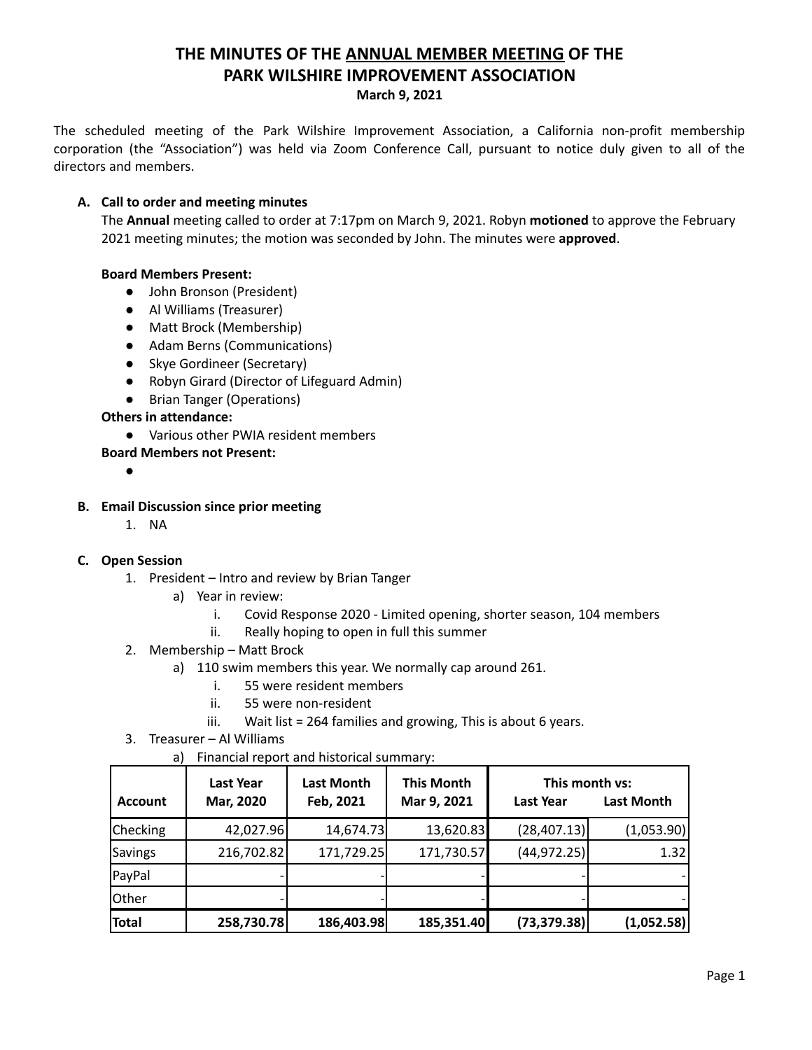# THE MINUTES OF THE ANNUAL MEMBER MEETING OF THE PARK WILSHIRE IMPROVEMENT ASSOCIATION

**March 9, 2021**

The scheduled meeting of the Park Wilshire Improvement Association, a California non-profit membership corporation (the "Association") was held via Zoom Conference Call, pursuant to notice duly given to all of the directors and members.

### A. Call to order and meeting minutes

The **Annual** meeting called to order at 7:17pm on March 9, 2021. Robyn **motioned** to approve the February 2021 meeting minutes; the motion was seconded by John. The minutes were **approved**.

**Board Members Present:**

- John Bronson (President)
- Al Williams (Treasurer)
- Matt Brock (Membership)
- Adam Berns (Communications)
- Skye Gordineer (Secretary)
- Robyn Girard (Director of Lifeguard Admin)
- Brian Tanger (Operations)

**Others in attendance:**

- Various other PWIA resident members

**Board Members not Present:**

- 

### B. Email Discussion since prior meeting

1. NA

### C. Open Session

1. President – Intro and review by Brian Tanger
   a) Year in review:
      i. Covid Response 2020 - Limited opening, shorter season, 104 members
      ii. Really hoping to open in full this summer
2. Membership – Matt Brock
   a) 110 swim members this year. We normally cap around 261.
      i. 55 were resident members
      ii. 55 were non-resident
      iii. Wait list = 264 families and growing, This is about 6 years.
3. Treasurer – Al Williams
   a) Financial report and historical summary:

| Account | Last Year Mar, 2020 | Last Month Feb, 2021 | This Month Mar 9, 2021 | This month vs: Last Year | Last Month |
|---|---|---|---|---|---|
| Checking | 42,027.96 | 14,674.73 | 13,620.83 | (28,407.13) | (1,053.90) |
| Savings | 216,702.82 | 171,729.25 | 171,730.57 | (44,972.25) | 1.32 |
| PayPal | - | - | - | - | - |
| Other | - | - | - | - | - |
| **Total** | **258,730.78** | **186,403.98** | **185,351.40** | **(73,379.38)** | **(1,052.58)** |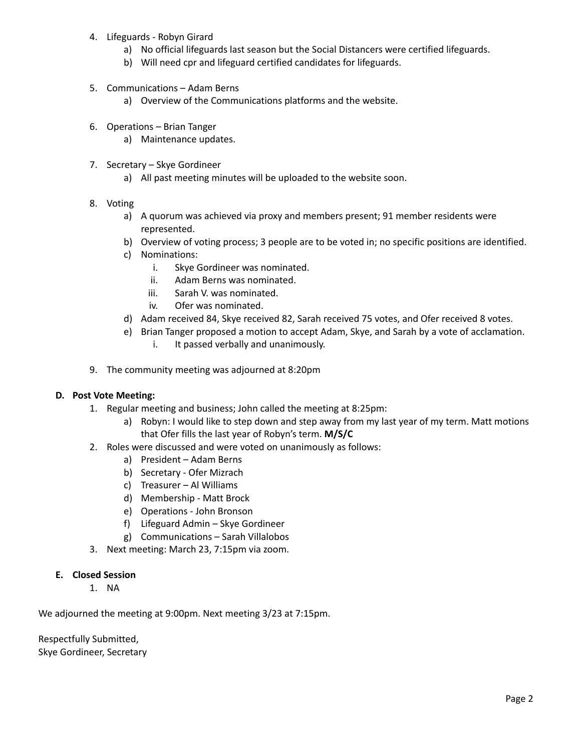4. Lifeguards - Robyn Girard
    a) No official lifeguards last season but the Social Distancers were certified lifeguards.
    b) Will need cpr and lifeguard certified candidates for lifeguards.

5. Communications – Adam Berns
    a) Overview of the Communications platforms and the website.

6. Operations – Brian Tanger
    a) Maintenance updates.

7. Secretary – Skye Gordineer
    a) All past meeting minutes will be uploaded to the website soon.

8. Voting
    a) A quorum was achieved via proxy and members present; 91 member residents were represented.
    b) Overview of voting process; 3 people are to be voted in; no specific positions are identified.
    c) Nominations:
        i. Skye Gordineer was nominated.
        ii. Adam Berns was nominated.
        iii. Sarah V. was nominated.
        iv. Ofer was nominated.
    d) Adam received 84, Skye received 82, Sarah received 75 votes, and Ofer received 8 votes.
    e) Brian Tanger proposed a motion to accept Adam, Skye, and Sarah by a vote of acclamation.
        i. It passed verbally and unanimously.

9. The community meeting was adjourned at 8:20pm

**D. Post Vote Meeting:**

1. Regular meeting and business; John called the meeting at 8:25pm:
    a) Robyn: I would like to step down and step away from my last year of my term. Matt motions that Ofer fills the last year of Robyn's term. **M/S/C**
2. Roles were discussed and were voted on unanimously as follows:
    a) President – Adam Berns
    b) Secretary - Ofer Mizrach
    c) Treasurer – Al Williams
    d) Membership - Matt Brock
    e) Operations - John Bronson
    f) Lifeguard Admin – Skye Gordineer
    g) Communications – Sarah Villalobos
3. Next meeting: March 23, 7:15pm via zoom.

**E. Closed Session**

1. NA

We adjourned the meeting at 9:00pm. Next meeting 3/23 at 7:15pm.

Respectfully Submitted,
Skye Gordineer, Secretary